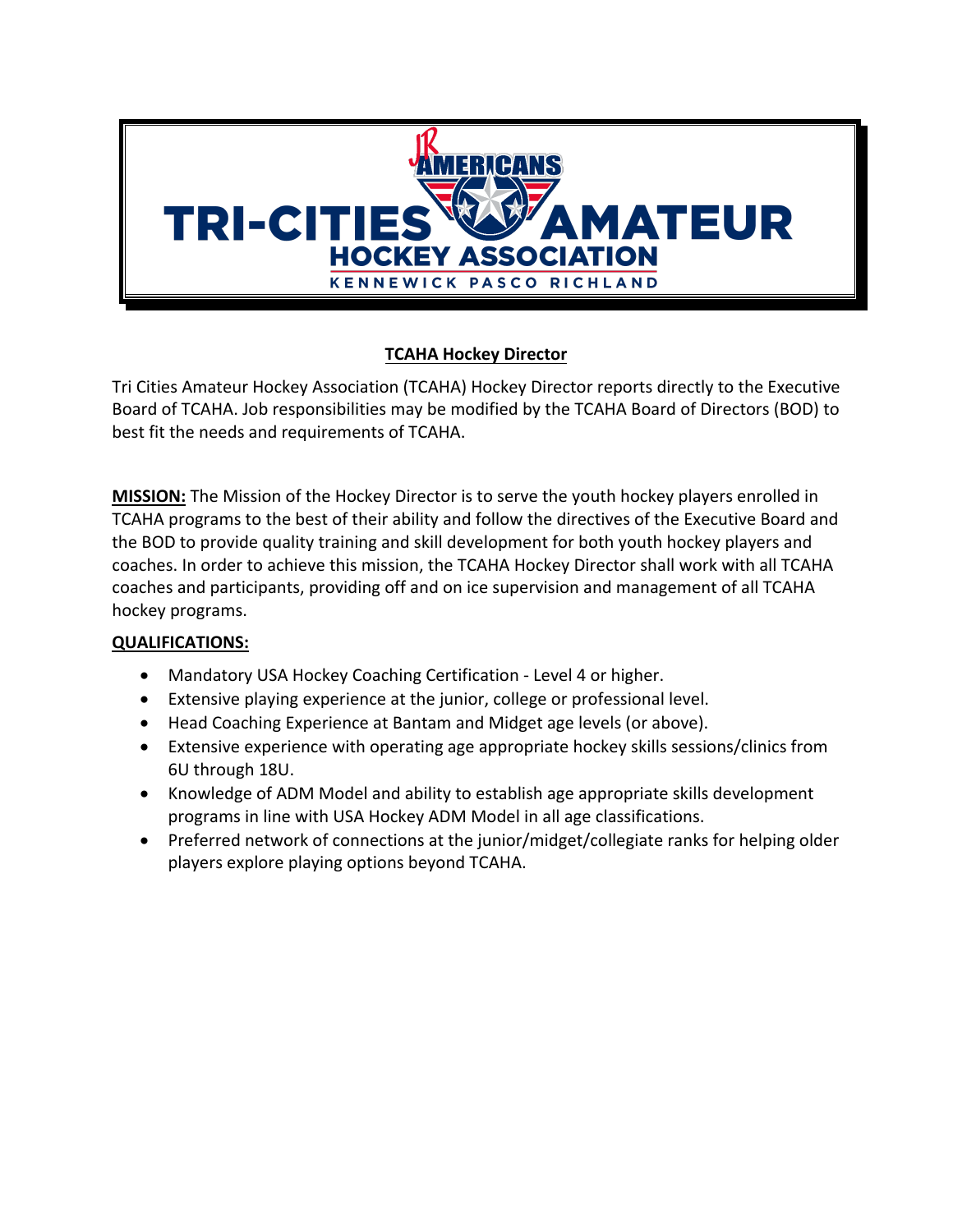JR AMERICANS

# TRI-CITIES AMATEUR HOCKEY ASSOCIATION

KENNEWICK PASCO RICHLAND

## TCAHA Hockey Director

Tri Cities Amateur Hockey Association (TCAHA) Hockey Director reports directly to the Executive Board of TCAHA. Job responsibilities may be modified by the TCAHA Board of Directors (BOD) to best fit the needs and requirements of TCAHA.

**MISSION:** The Mission of the Hockey Director is to serve the youth hockey players enrolled in TCAHA programs to the best of their ability and follow the directives of the Executive Board and the BOD to provide quality training and skill development for both youth hockey players and coaches. In order to achieve this mission, the TCAHA Hockey Director shall work with all TCAHA coaches and participants, providing off and on ice supervision and management of all TCAHA hockey programs.

**QUALIFICATIONS:**

- Mandatory USA Hockey Coaching Certification - Level 4 or higher.
- Extensive playing experience at the junior, college or professional level.
- Head Coaching Experience at Bantam and Midget age levels (or above).
- Extensive experience with operating age appropriate hockey skills sessions/clinics from 6U through 18U.
- Knowledge of ADM Model and ability to establish age appropriate skills development programs in line with USA Hockey ADM Model in all age classifications.
- Preferred network of connections at the junior/midget/collegiate ranks for helping older players explore playing options beyond TCAHA.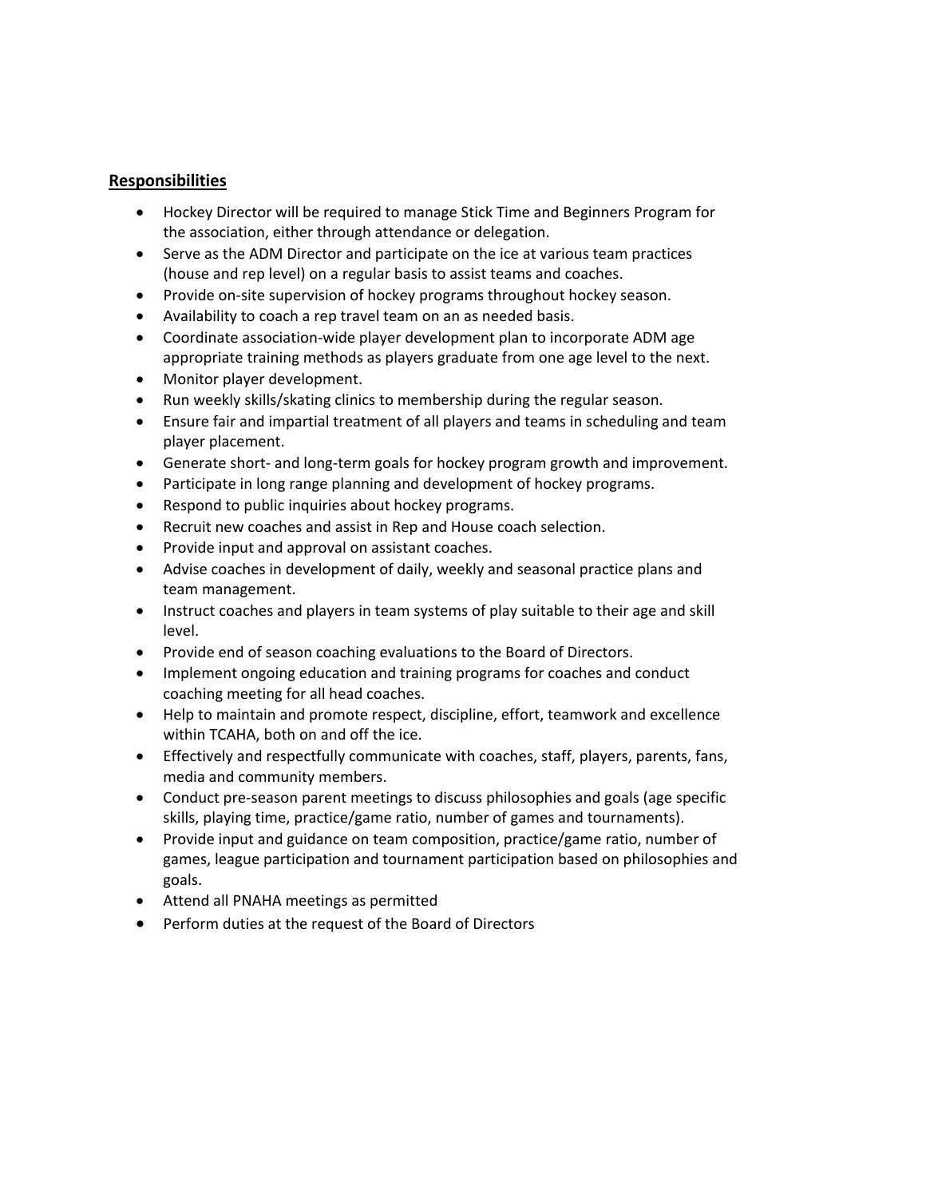## Responsibilities

- Hockey Director will be required to manage Stick Time and Beginners Program for the association, either through attendance or delegation.
- Serve as the ADM Director and participate on the ice at various team practices (house and rep level) on a regular basis to assist teams and coaches.
- Provide on-site supervision of hockey programs throughout hockey season.
- Availability to coach a rep travel team on an as needed basis.
- Coordinate association-wide player development plan to incorporate ADM age appropriate training methods as players graduate from one age level to the next.
- Monitor player development.
- Run weekly skills/skating clinics to membership during the regular season.
- Ensure fair and impartial treatment of all players and teams in scheduling and team player placement.
- Generate short- and long-term goals for hockey program growth and improvement.
- Participate in long range planning and development of hockey programs.
- Respond to public inquiries about hockey programs.
- Recruit new coaches and assist in Rep and House coach selection.
- Provide input and approval on assistant coaches.
- Advise coaches in development of daily, weekly and seasonal practice plans and team management.
- Instruct coaches and players in team systems of play suitable to their age and skill level.
- Provide end of season coaching evaluations to the Board of Directors.
- Implement ongoing education and training programs for coaches and conduct coaching meeting for all head coaches.
- Help to maintain and promote respect, discipline, effort, teamwork and excellence within TCAHA, both on and off the ice.
- Effectively and respectfully communicate with coaches, staff, players, parents, fans, media and community members.
- Conduct pre-season parent meetings to discuss philosophies and goals (age specific skills, playing time, practice/game ratio, number of games and tournaments).
- Provide input and guidance on team composition, practice/game ratio, number of games, league participation and tournament participation based on philosophies and goals.
- Attend all PNAHA meetings as permitted
- Perform duties at the request of the Board of Directors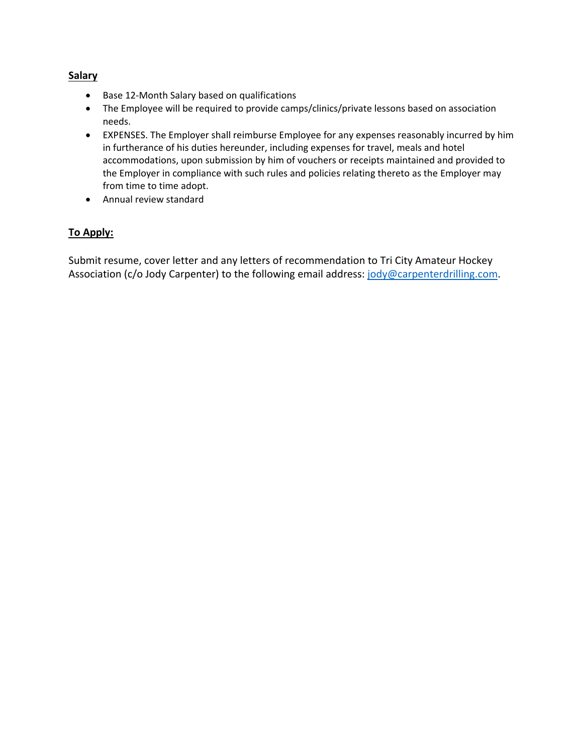**Salary**

- Base 12-Month Salary based on qualifications
- The Employee will be required to provide camps/clinics/private lessons based on association needs.
- EXPENSES. The Employer shall reimburse Employee for any expenses reasonably incurred by him in furtherance of his duties hereunder, including expenses for travel, meals and hotel accommodations, upon submission by him of vouchers or receipts maintained and provided to the Employer in compliance with such rules and policies relating thereto as the Employer may from time to time adopt.
- Annual review standard

**To Apply:**

Submit resume, cover letter and any letters of recommendation to Tri City Amateur Hockey Association (c/o Jody Carpenter) to the following email address: jody@carpenterdrilling.com.